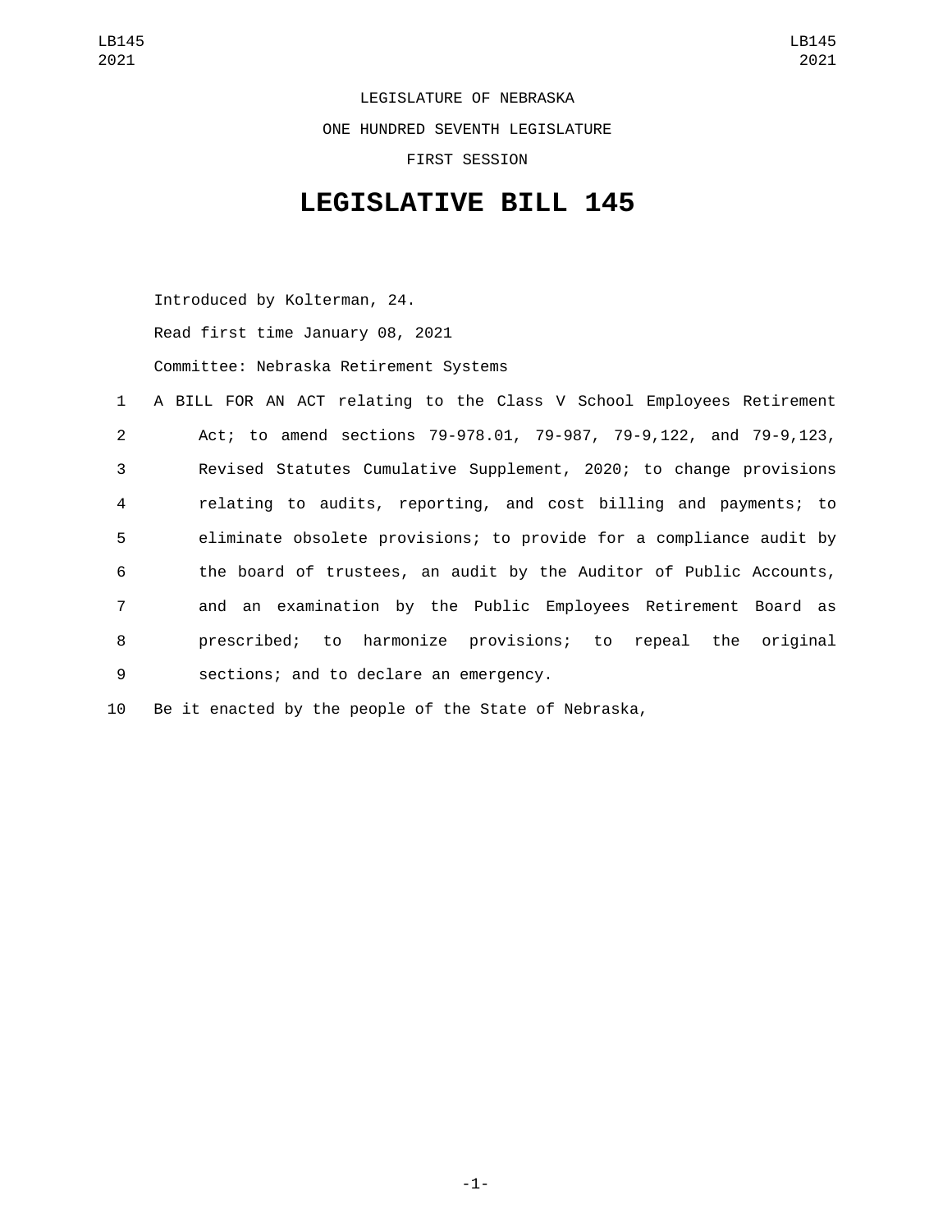LEGISLATURE OF NEBRASKA

ONE HUNDRED SEVENTH LEGISLATURE

FIRST SESSION

# LEGISLATIVE BILL 145

Introduced by Kolterman, 24.

Read first time January 08, 2021

Committee: Nebraska Retirement Systems

1 A BILL FOR AN ACT relating to the Class V School Employees Retirement
2 Act; to amend sections 79-978.01, 79-987, 79-9,122, and 79-9,123,
3 Revised Statutes Cumulative Supplement, 2020; to change provisions
4 relating to audits, reporting, and cost billing and payments; to
5 eliminate obsolete provisions; to provide for a compliance audit by
6 the board of trustees, an audit by the Auditor of Public Accounts,
7 and an examination by the Public Employees Retirement Board as
8 prescribed; to harmonize provisions; to repeal the original
9 sections; and to declare an emergency.

10 Be it enacted by the people of the State of Nebraska,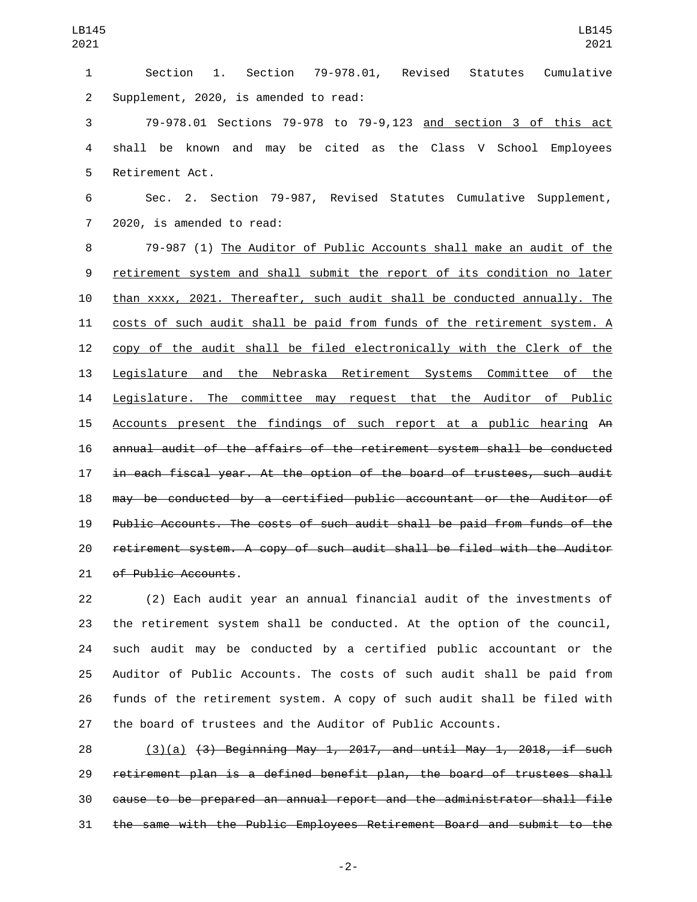Section 1. Section 79-978.01, Revised Statutes Cumulative Supplement, 2020, is amended to read:

79-978.01 Sections 79-978 to 79-9,123 <u>and section 3 of this act</u> shall be known and may be cited as the Class V School Employees Retirement Act.

Sec. 2. Section 79-987, Revised Statutes Cumulative Supplement, 2020, is amended to read:

79-987 (1) <u>The Auditor of Public Accounts shall make an audit of the retirement system and shall submit the report of its condition no later than xxxx, 2021. Thereafter, such audit shall be conducted annually. The costs of such audit shall be paid from funds of the retirement system. A copy of the audit shall be filed electronically with the Clerk of the Legislature and the Nebraska Retirement Systems Committee of the Legislature. The committee may request that the Auditor of Public Accounts present the findings of such report at a public hearing</u> ~~An annual audit of the affairs of the retirement system shall be conducted in each fiscal year. At the option of the board of trustees, such audit may be conducted by a certified public accountant or the Auditor of Public Accounts. The costs of such audit shall be paid from funds of the retirement system. A copy of such audit shall be filed with the Auditor of Public Accounts~~.

(2) Each audit year an annual financial audit of the investments of the retirement system shall be conducted. At the option of the council, such audit may be conducted by a certified public accountant or the Auditor of Public Accounts. The costs of such audit shall be paid from funds of the retirement system. A copy of such audit shall be filed with the board of trustees and the Auditor of Public Accounts.

<u>(3)(a)</u> ~~(3) Beginning May 1, 2017, and until May 1, 2018, if such retirement plan is a defined benefit plan, the board of trustees shall cause to be prepared an annual report and the administrator shall file the same with the Public Employees Retirement Board and submit to the~~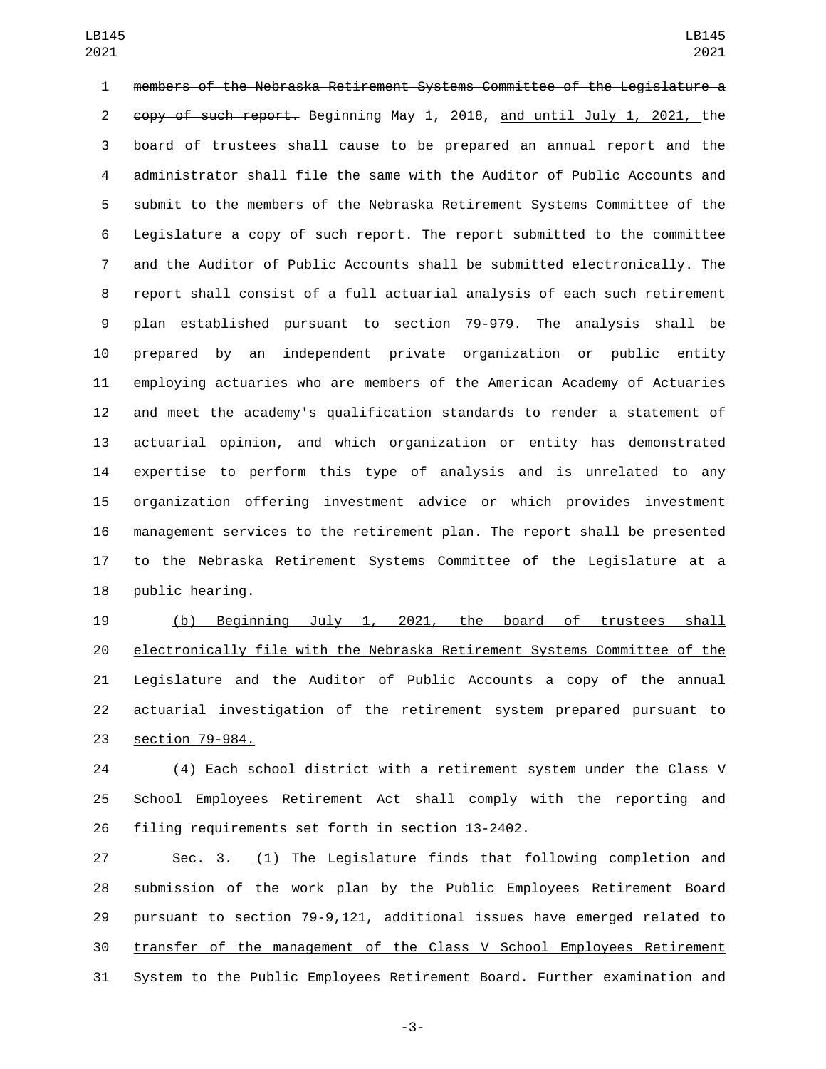~~members of the Nebraska Retirement Systems Committee of the Legislature a copy of such report.~~ Beginning May 1, 2018, <u>and until July 1, 2021,</u> the board of trustees shall cause to be prepared an annual report and the administrator shall file the same with the Auditor of Public Accounts and submit to the members of the Nebraska Retirement Systems Committee of the Legislature a copy of such report. The report submitted to the committee and the Auditor of Public Accounts shall be submitted electronically. The report shall consist of a full actuarial analysis of each such retirement plan established pursuant to section 79-979. The analysis shall be prepared by an independent private organization or public entity employing actuaries who are members of the American Academy of Actuaries and meet the academy's qualification standards to render a statement of actuarial opinion, and which organization or entity has demonstrated expertise to perform this type of analysis and is unrelated to any organization offering investment advice or which provides investment management services to the retirement plan. The report shall be presented to the Nebraska Retirement Systems Committee of the Legislature at a public hearing.

<u>(b) Beginning July 1, 2021, the board of trustees shall electronically file with the Nebraska Retirement Systems Committee of the Legislature and the Auditor of Public Accounts a copy of the annual actuarial investigation of the retirement system prepared pursuant to section 79-984.</u>

<u>(4) Each school district with a retirement system under the Class V School Employees Retirement Act shall comply with the reporting and filing requirements set forth in section 13-2402.</u>

Sec. 3. <u>(1) The Legislature finds that following completion and submission of the work plan by the Public Employees Retirement Board pursuant to section 79-9,121, additional issues have emerged related to transfer of the management of the Class V School Employees Retirement System to the Public Employees Retirement Board. Further examination and</u>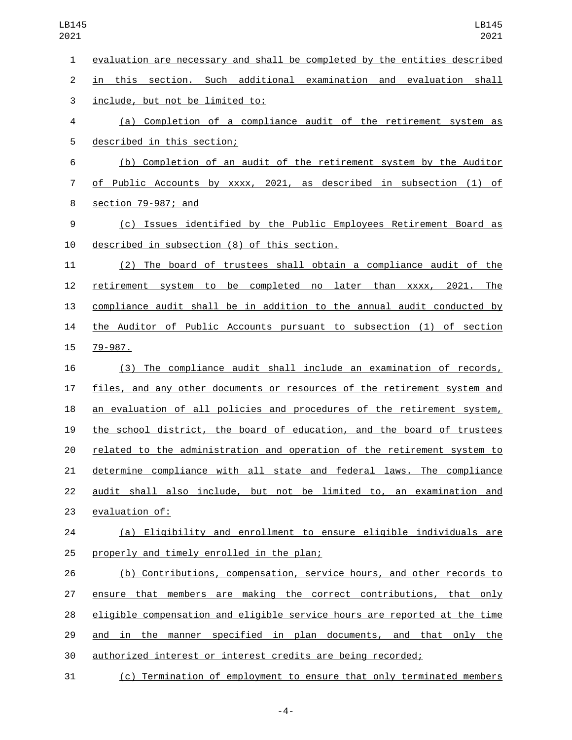evaluation are necessary and shall be completed by the entities described in this section. Such additional examination and evaluation shall include, but not be limited to:

(a) Completion of a compliance audit of the retirement system as described in this section;

(b) Completion of an audit of the retirement system by the Auditor of Public Accounts by xxxx, 2021, as described in subsection (1) of section 79-987; and

(c) Issues identified by the Public Employees Retirement Board as described in subsection (8) of this section.

(2) The board of trustees shall obtain a compliance audit of the retirement system to be completed no later than xxxx, 2021. The compliance audit shall be in addition to the annual audit conducted by the Auditor of Public Accounts pursuant to subsection (1) of section 79-987.

(3) The compliance audit shall include an examination of records, files, and any other documents or resources of the retirement system and an evaluation of all policies and procedures of the retirement system, the school district, the board of education, and the board of trustees related to the administration and operation of the retirement system to determine compliance with all state and federal laws. The compliance audit shall also include, but not be limited to, an examination and evaluation of:

(a) Eligibility and enrollment to ensure eligible individuals are properly and timely enrolled in the plan;

(b) Contributions, compensation, service hours, and other records to ensure that members are making the correct contributions, that only eligible compensation and eligible service hours are reported at the time and in the manner specified in plan documents, and that only the authorized interest or interest credits are being recorded;

(c) Termination of employment to ensure that only terminated members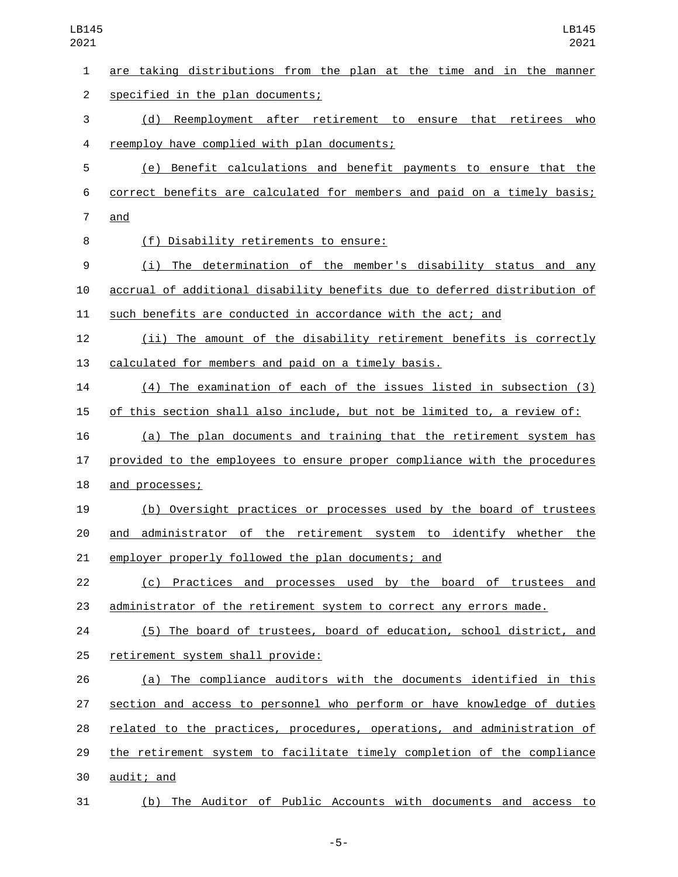are taking distributions from the plan at the time and in the manner specified in the plan documents;

(d) Reemployment after retirement to ensure that retirees who reemploy have complied with plan documents;

(e) Benefit calculations and benefit payments to ensure that the correct benefits are calculated for members and paid on a timely basis; and

(f) Disability retirements to ensure:

(i) The determination of the member's disability status and any accrual of additional disability benefits due to deferred distribution of such benefits are conducted in accordance with the act; and

(ii) The amount of the disability retirement benefits is correctly calculated for members and paid on a timely basis.

(4) The examination of each of the issues listed in subsection (3) of this section shall also include, but not be limited to, a review of:

(a) The plan documents and training that the retirement system has provided to the employees to ensure proper compliance with the procedures and processes;

(b) Oversight practices or processes used by the board of trustees and administrator of the retirement system to identify whether the employer properly followed the plan documents; and

(c) Practices and processes used by the board of trustees and administrator of the retirement system to correct any errors made.

(5) The board of trustees, board of education, school district, and retirement system shall provide:

(a) The compliance auditors with the documents identified in this section and access to personnel who perform or have knowledge of duties related to the practices, procedures, operations, and administration of the retirement system to facilitate timely completion of the compliance audit; and

(b) The Auditor of Public Accounts with documents and access to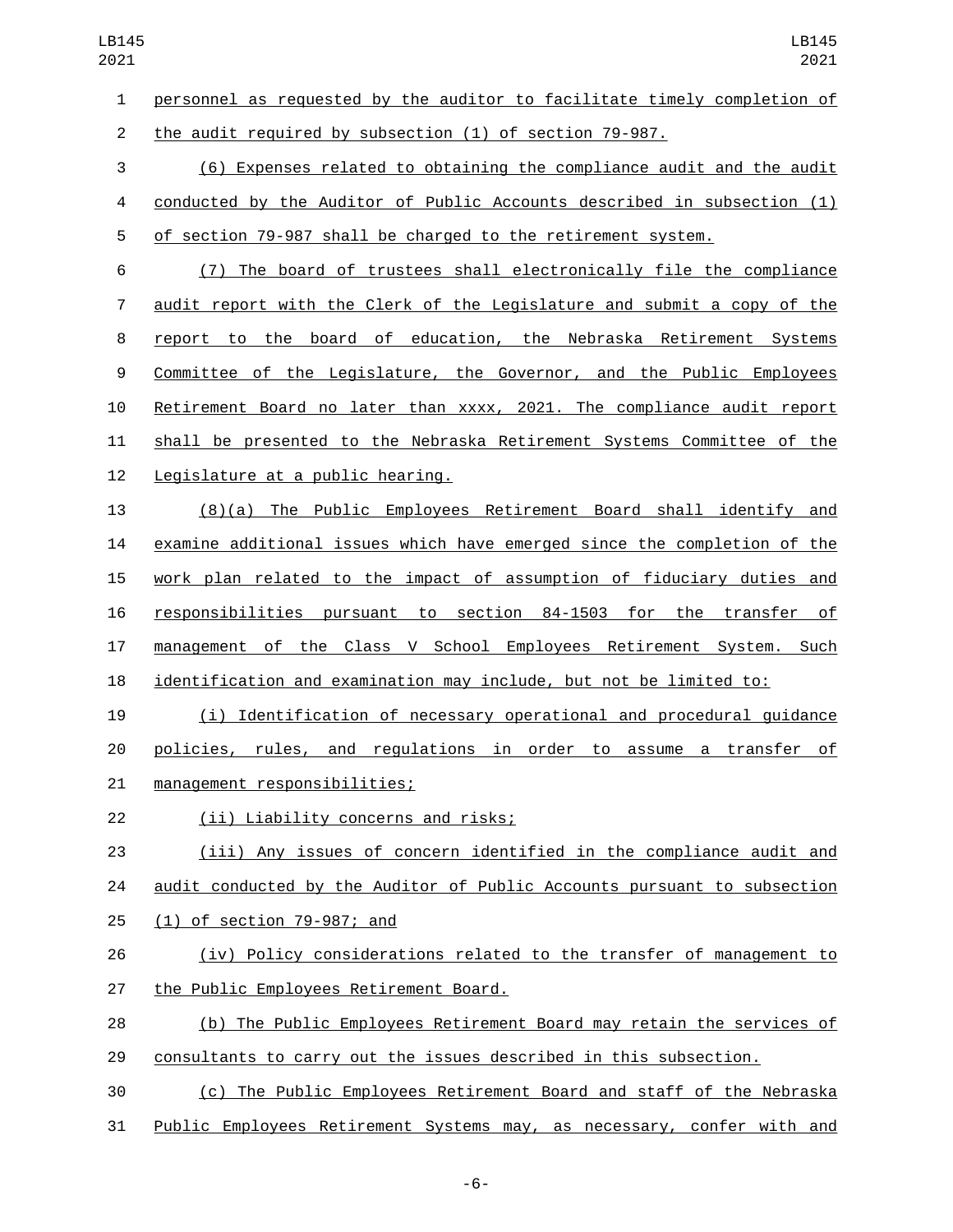personnel as requested by the auditor to facilitate timely completion of the audit required by subsection (1) of section 79-987.

(6) Expenses related to obtaining the compliance audit and the audit conducted by the Auditor of Public Accounts described in subsection (1) of section 79-987 shall be charged to the retirement system.

(7) The board of trustees shall electronically file the compliance audit report with the Clerk of the Legislature and submit a copy of the report to the board of education, the Nebraska Retirement Systems Committee of the Legislature, the Governor, and the Public Employees Retirement Board no later than xxxx, 2021. The compliance audit report shall be presented to the Nebraska Retirement Systems Committee of the Legislature at a public hearing.

(8)(a) The Public Employees Retirement Board shall identify and examine additional issues which have emerged since the completion of the work plan related to the impact of assumption of fiduciary duties and responsibilities pursuant to section 84-1503 for the transfer of management of the Class V School Employees Retirement System. Such identification and examination may include, but not be limited to:

(i) Identification of necessary operational and procedural guidance policies, rules, and regulations in order to assume a transfer of management responsibilities;

(ii) Liability concerns and risks;

(iii) Any issues of concern identified in the compliance audit and audit conducted by the Auditor of Public Accounts pursuant to subsection (1) of section 79-987; and

(iv) Policy considerations related to the transfer of management to the Public Employees Retirement Board.

(b) The Public Employees Retirement Board may retain the services of consultants to carry out the issues described in this subsection.

(c) The Public Employees Retirement Board and staff of the Nebraska Public Employees Retirement Systems may, as necessary, confer with and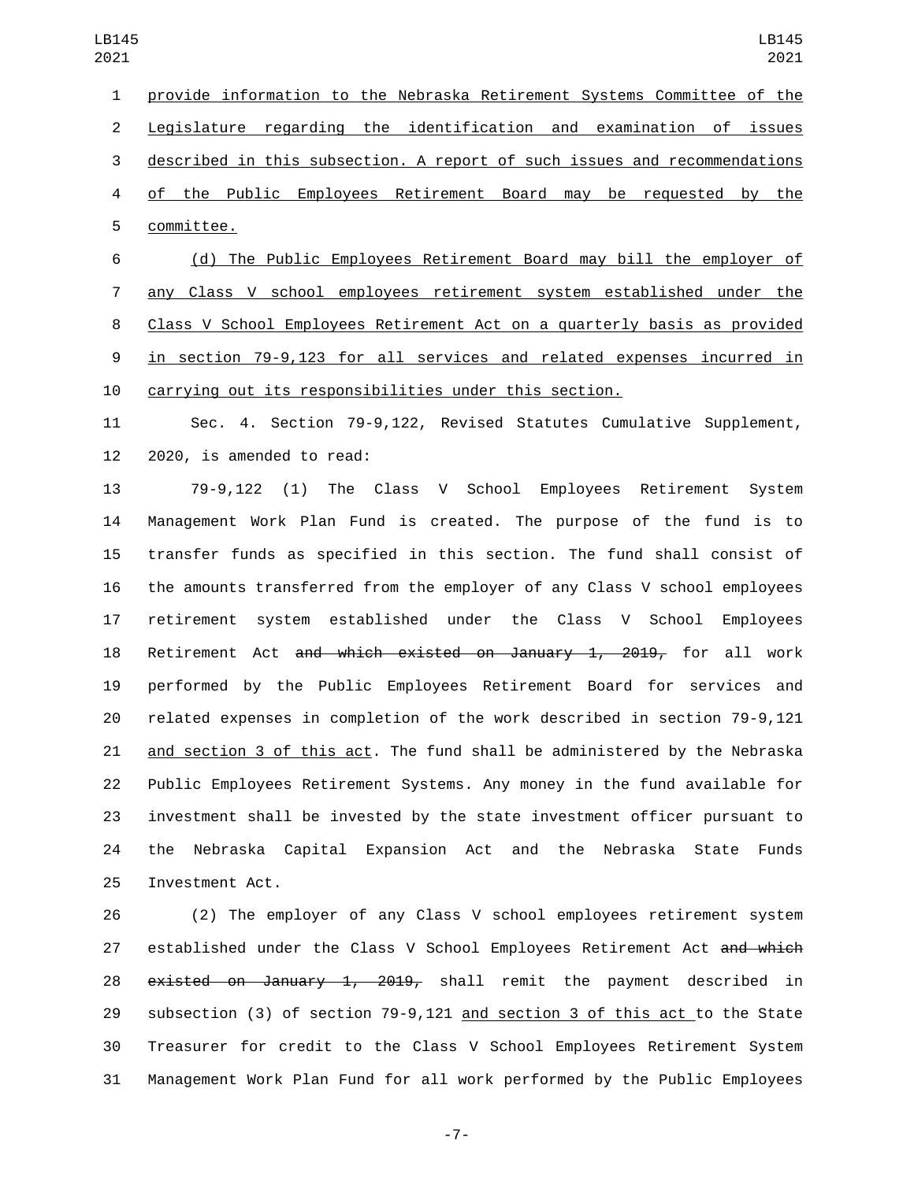provide information to the Nebraska Retirement Systems Committee of the Legislature regarding the identification and examination of issues described in this subsection. A report of such issues and recommendations of the Public Employees Retirement Board may be requested by the committee.

(d) The Public Employees Retirement Board may bill the employer of any Class V school employees retirement system established under the Class V School Employees Retirement Act on a quarterly basis as provided in section 79-9,123 for all services and related expenses incurred in carrying out its responsibilities under this section.

Sec. 4. Section 79-9,122, Revised Statutes Cumulative Supplement, 2020, is amended to read:

79-9,122 (1) The Class V School Employees Retirement System Management Work Plan Fund is created. The purpose of the fund is to transfer funds as specified in this section. The fund shall consist of the amounts transferred from the employer of any Class V school employees retirement system established under the Class V School Employees Retirement Act ~~and which existed on January 1, 2019,~~ for all work performed by the Public Employees Retirement Board for services and related expenses in completion of the work described in section 79-9,121 and section 3 of this act. The fund shall be administered by the Nebraska Public Employees Retirement Systems. Any money in the fund available for investment shall be invested by the state investment officer pursuant to the Nebraska Capital Expansion Act and the Nebraska State Funds Investment Act.

(2) The employer of any Class V school employees retirement system established under the Class V School Employees Retirement Act ~~and which existed on January 1, 2019,~~ shall remit the payment described in subsection (3) of section 79-9,121 and section 3 of this act to the State Treasurer for credit to the Class V School Employees Retirement System Management Work Plan Fund for all work performed by the Public Employees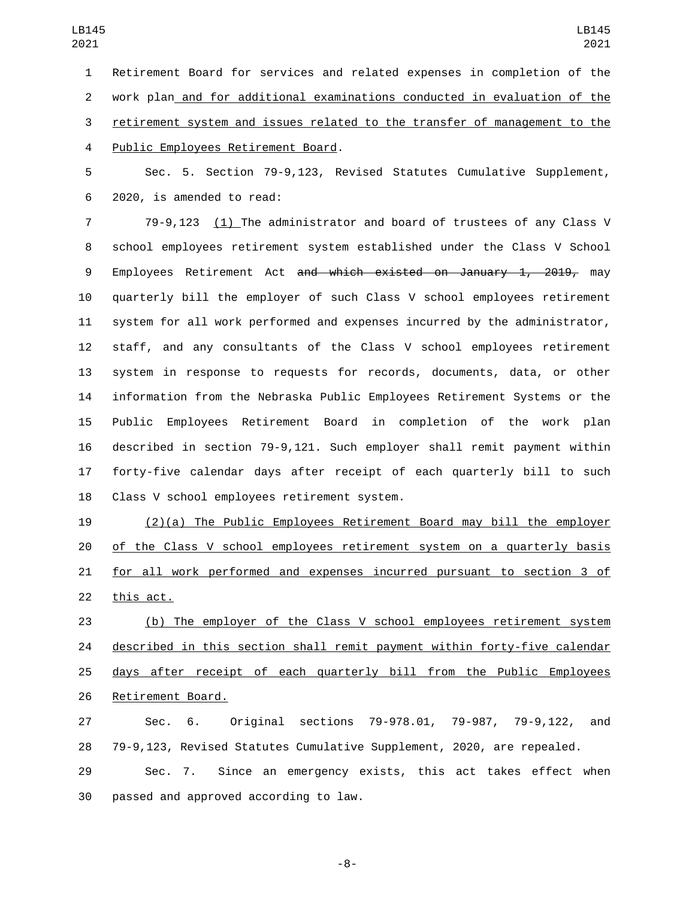Retirement Board for services and related expenses in completion of the work plan<u> and for additional examinations conducted in evaluation of the retirement system and issues related to the transfer of management to the Public Employees Retirement Board</u>.

Sec. 5. Section 79-9,123, Revised Statutes Cumulative Supplement, 2020, is amended to read:

79-9,123 <u>(1) </u>The administrator and board of trustees of any Class V school employees retirement system established under the Class V School Employees Retirement Act ~~and which existed on January 1, 2019,~~ may quarterly bill the employer of such Class V school employees retirement system for all work performed and expenses incurred by the administrator, staff, and any consultants of the Class V school employees retirement system in response to requests for records, documents, data, or other information from the Nebraska Public Employees Retirement Systems or the Public Employees Retirement Board in completion of the work plan described in section 79-9,121. Such employer shall remit payment within forty-five calendar days after receipt of each quarterly bill to such Class V school employees retirement system.

<u>(2)(a) The Public Employees Retirement Board may bill the employer of the Class V school employees retirement system on a quarterly basis for all work performed and expenses incurred pursuant to section 3 of this act.</u>

<u>(b) The employer of the Class V school employees retirement system described in this section shall remit payment within forty-five calendar days after receipt of each quarterly bill from the Public Employees Retirement Board.</u>

Sec. 6. Original sections 79-978.01, 79-987, 79-9,122, and 79-9,123, Revised Statutes Cumulative Supplement, 2020, are repealed.

Sec. 7. Since an emergency exists, this act takes effect when passed and approved according to law.